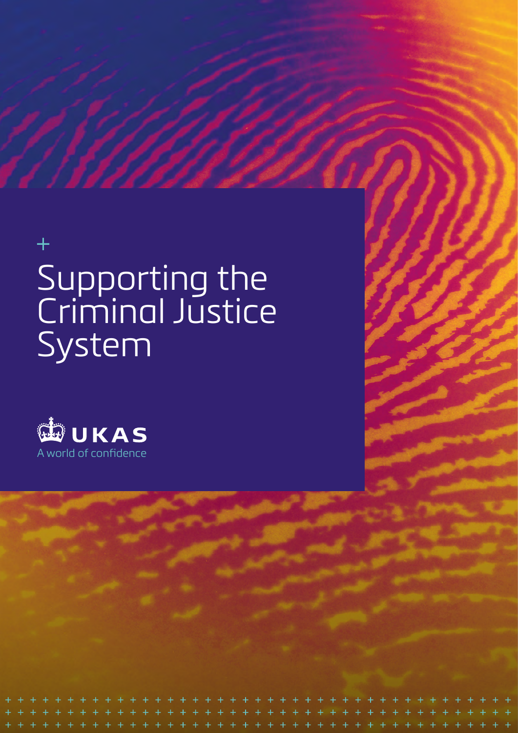# Supporting the Criminal Justice System

UKAS

A world of confidence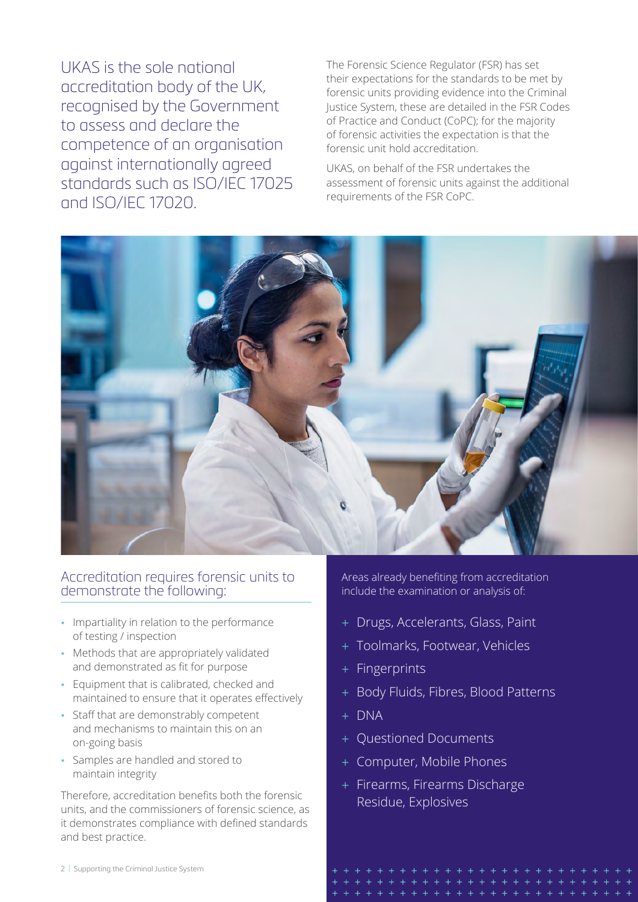UKAS is the sole national accreditation body of the UK, recognised by the Government to assess and declare the competence of an organisation against internationally agreed standards such as ISO/IEC 17025 and ISO/IEC 17020.

The Forensic Science Regulator (FSR) has set their expectations for the standards to be met by forensic units providing evidence into the Criminal Justice System, these are detailed in the FSR Codes of Practice and Conduct (CoPC); for the majority of forensic activities the expectation is that the forensic unit hold accreditation.

UKAS, on behalf of the FSR undertakes the assessment of forensic units against the additional requirements of the FSR CoPC.

## Accreditation requires forensic units to demonstrate the following:

- Impartiality in relation to the performance of testing / inspection
- Methods that are appropriately validated and demonstrated as fit for purpose
- Equipment that is calibrated, checked and maintained to ensure that it operates effectively
- Staff that are demonstrably competent and mechanisms to maintain this on an on-going basis
- Samples are handled and stored to maintain integrity

Therefore, accreditation benefits both the forensic units, and the commissioners of forensic science, as it demonstrates compliance with defined standards and best practice.

Areas already benefiting from accreditation include the examination or analysis of:

- Drugs, Accelerants, Glass, Paint
- Toolmarks, Footwear, Vehicles
- Fingerprints
- Body Fluids, Fibres, Blood Patterns
- DNA
- Questioned Documents
- Computer, Mobile Phones
- Firearms, Firearms Discharge Residue, Explosives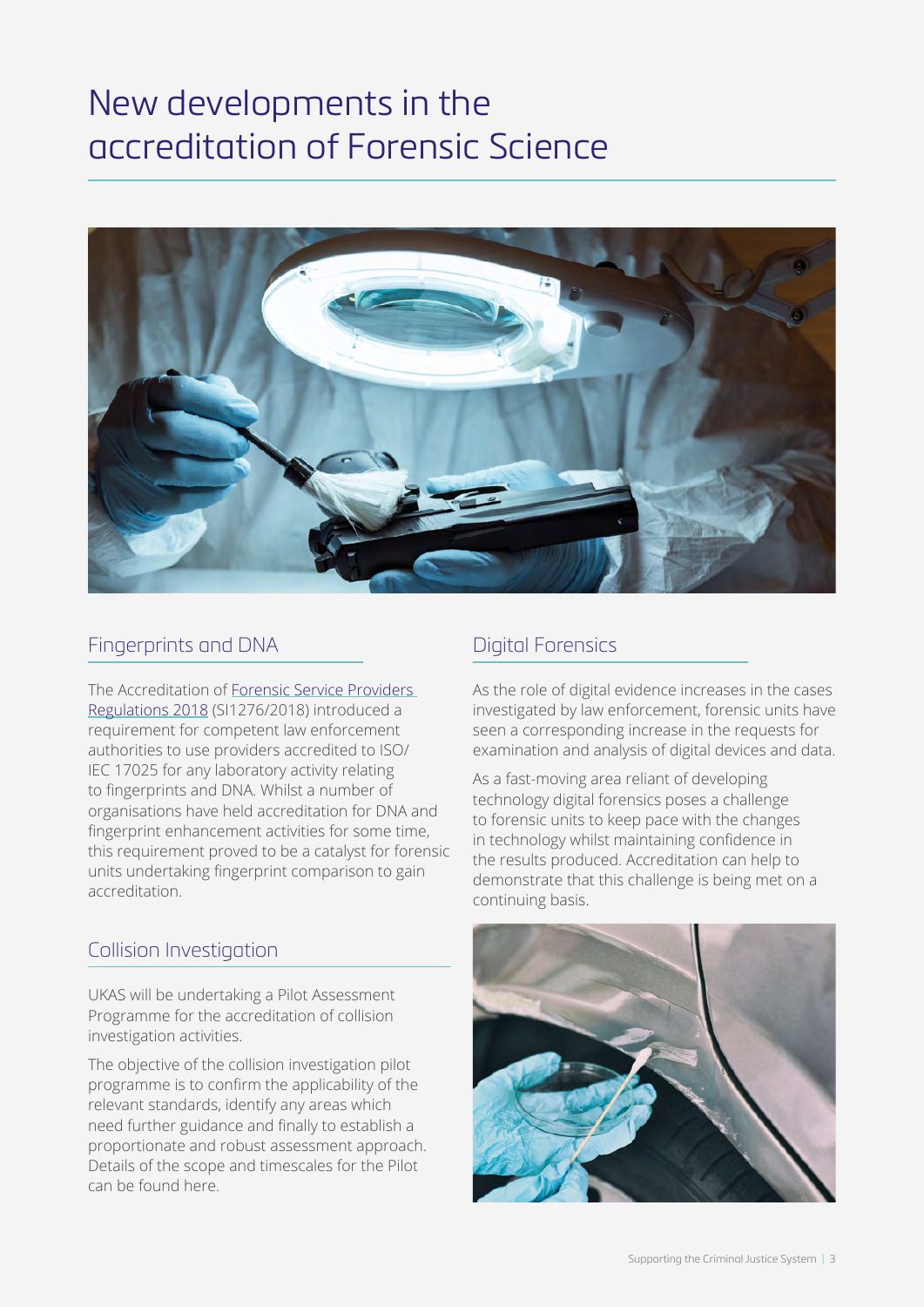# New developments in the accreditation of Forensic Science

## Fingerprints and DNA

The Accreditation of Forensic Service Providers Regulations 2018 (SI1276/2018) introduced a requirement for competent law enforcement authorities to use providers accredited to ISO/IEC 17025 for any laboratory activity relating to fingerprints and DNA. Whilst a number of organisations have held accreditation for DNA and fingerprint enhancement activities for some time, this requirement proved to be a catalyst for forensic units undertaking fingerprint comparison to gain accreditation.

## Collision Investigation

UKAS will be undertaking a Pilot Assessment Programme for the accreditation of collision investigation activities.

The objective of the collision investigation pilot programme is to confirm the applicability of the relevant standards, identify any areas which need further guidance and finally to establish a proportionate and robust assessment approach. Details of the scope and timescales for the Pilot can be found here.

## Digital Forensics

As the role of digital evidence increases in the cases investigated by law enforcement, forensic units have seen a corresponding increase in the requests for examination and analysis of digital devices and data.

As a fast-moving area reliant of developing technology digital forensics poses a challenge to forensic units to keep pace with the changes in technology whilst maintaining confidence in the results produced. Accreditation can help to demonstrate that this challenge is being met on a continuing basis.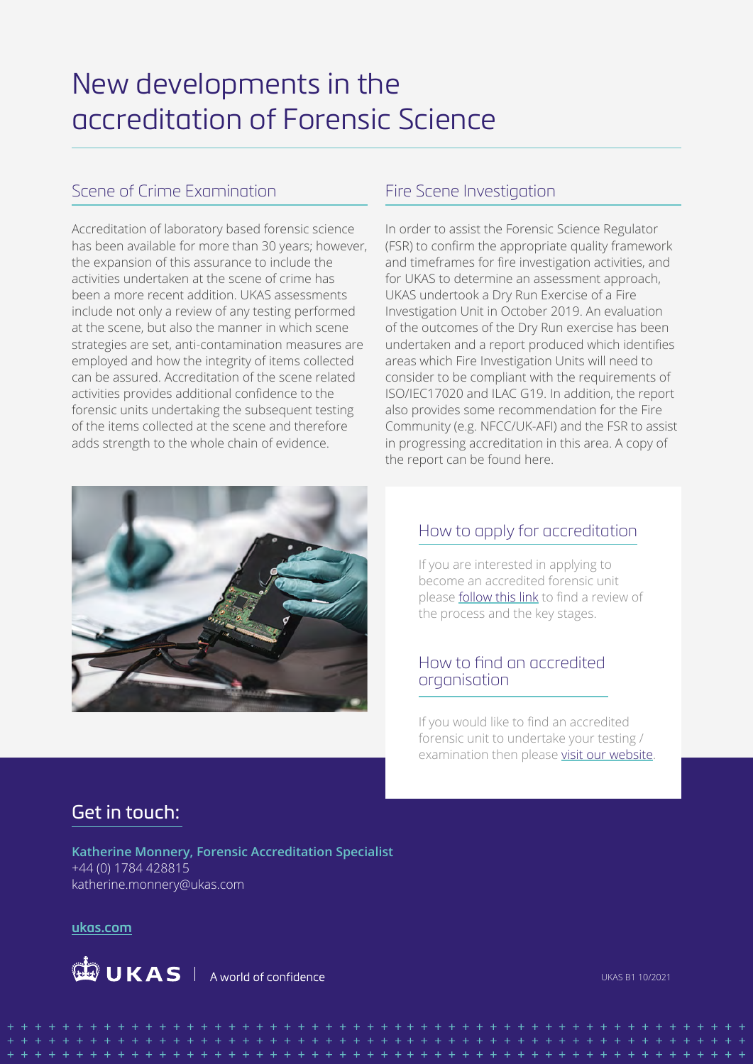# New developments in the accreditation of Forensic Science

## Scene of Crime Examination

Accreditation of laboratory based forensic science has been available for more than 30 years; however, the expansion of this assurance to include the activities undertaken at the scene of crime has been a more recent addition. UKAS assessments include not only a review of any testing performed at the scene, but also the manner in which scene strategies are set, anti-contamination measures are employed and how the integrity of items collected can be assured. Accreditation of the scene related activities provides additional confidence to the forensic units undertaking the subsequent testing of the items collected at the scene and therefore adds strength to the whole chain of evidence.

## Fire Scene Investigation

In order to assist the Forensic Science Regulator (FSR) to confirm the appropriate quality framework and timeframes for fire investigation activities, and for UKAS to determine an assessment approach, UKAS undertook a Dry Run Exercise of a Fire Investigation Unit in October 2019. An evaluation of the outcomes of the Dry Run exercise has been undertaken and a report produced which identifies areas which Fire Investigation Units will need to consider to be compliant with the requirements of ISO/IEC17020 and ILAC G19. In addition, the report also provides some recommendation for the Fire Community (e.g. NFCC/UK-AFI) and the FSR to assist in progressing accreditation in this area. A copy of the report can be found here.

## How to apply for accreditation

If you are interested in applying to become an accredited forensic unit please follow this link to find a review of the process and the key stages.

## How to find an accredited organisation

If you would like to find an accredited forensic unit to undertake your testing / examination then please visit our website.

## Get in touch:

**Katherine Monnery, Forensic Accreditation Specialist**
+44 (0) 1784 428815
katherine.monnery@ukas.com

**ukas.com**

UKAS | A world of confidence

UKAS B1 10/2021